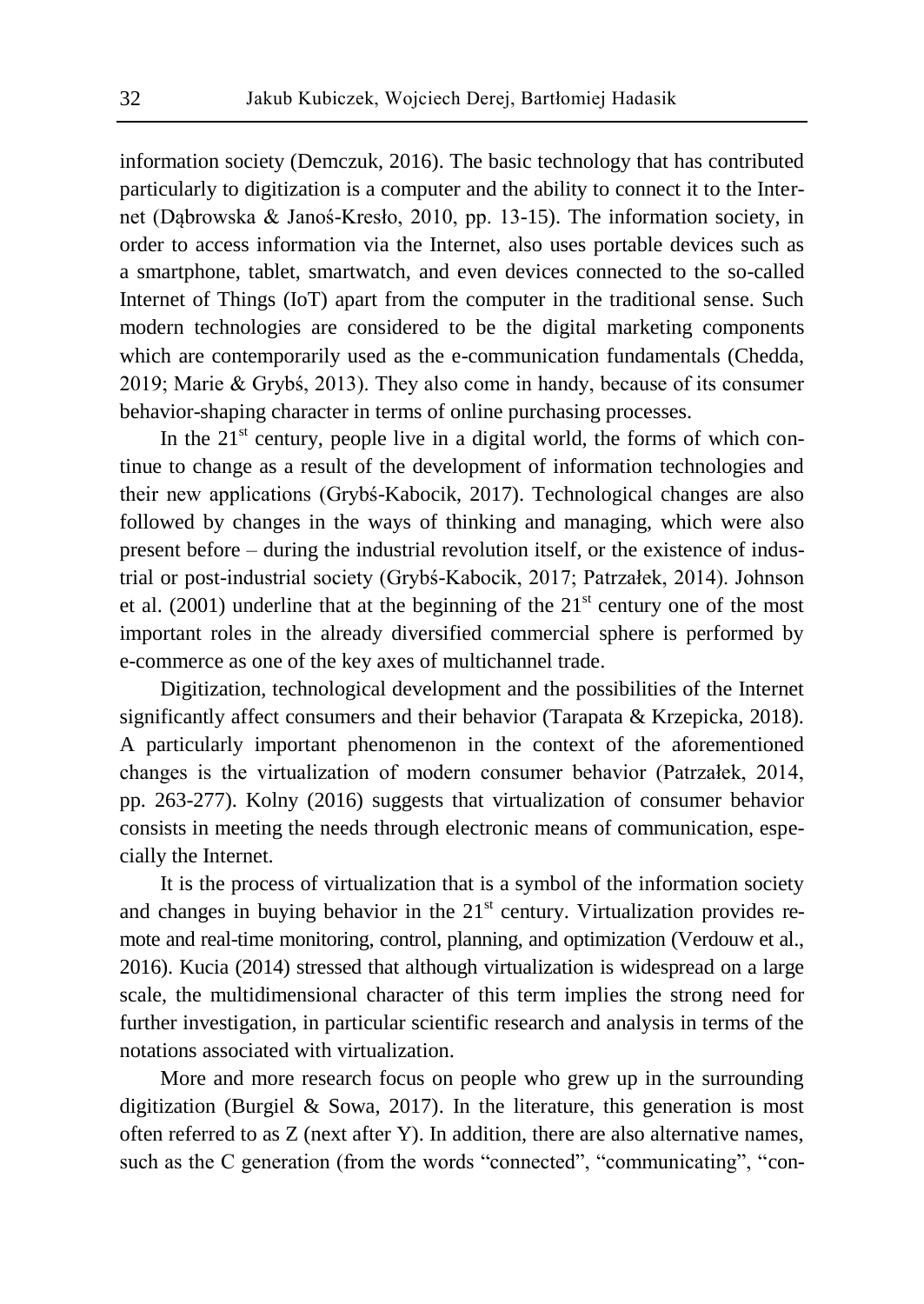information society (Demczuk, 2016). The basic technology that has contributed particularly to digitization is a computer and the ability to connect it to the Internet (Dąbrowska & Janoś-Kresło, 2010, pp. 13-15). The information society, in order to access information via the Internet, also uses portable devices such as a smartphone, tablet, smartwatch, and even devices connected to the so-called Internet of Things (IoT) apart from the computer in the traditional sense. Such modern technologies are considered to be the digital marketing components which are contemporarily used as the e-communication fundamentals (Chedda, 2019; Marie & Grybś, 2013). They also come in handy, because of its consumer behavior-shaping character in terms of online purchasing processes.

In the 21st century, people live in a digital world, the forms of which continue to change as a result of the development of information technologies and their new applications (Grybś-Kabocik, 2017). Technological changes are also followed by changes in the ways of thinking and managing, which were also present before – during the industrial revolution itself, or the existence of industrial or post-industrial society (Grybś-Kabocik, 2017; Patrzałek, 2014). Johnson et al. (2001) underline that at the beginning of the 21st century one of the most important roles in the already diversified commercial sphere is performed by e-commerce as one of the key axes of multichannel trade.

Digitization, technological development and the possibilities of the Internet significantly affect consumers and their behavior (Tarapata & Krzepicka, 2018). A particularly important phenomenon in the context of the aforementioned changes is the virtualization of modern consumer behavior (Patrzałek, 2014, pp. 263-277). Kolny (2016) suggests that virtualization of consumer behavior consists in meeting the needs through electronic means of communication, especially the Internet.

It is the process of virtualization that is a symbol of the information society and changes in buying behavior in the 21st century. Virtualization provides remote and real-time monitoring, control, planning, and optimization (Verdouw et al., 2016). Kucia (2014) stressed that although virtualization is widespread on a large scale, the multidimensional character of this term implies the strong need for further investigation, in particular scientific research and analysis in terms of the notations associated with virtualization.

More and more research focus on people who grew up in the surrounding digitization (Burgiel & Sowa, 2017). In the literature, this generation is most often referred to as Z (next after Y). In addition, there are also alternative names, such as the C generation (from the words "connected", "communicating", "con-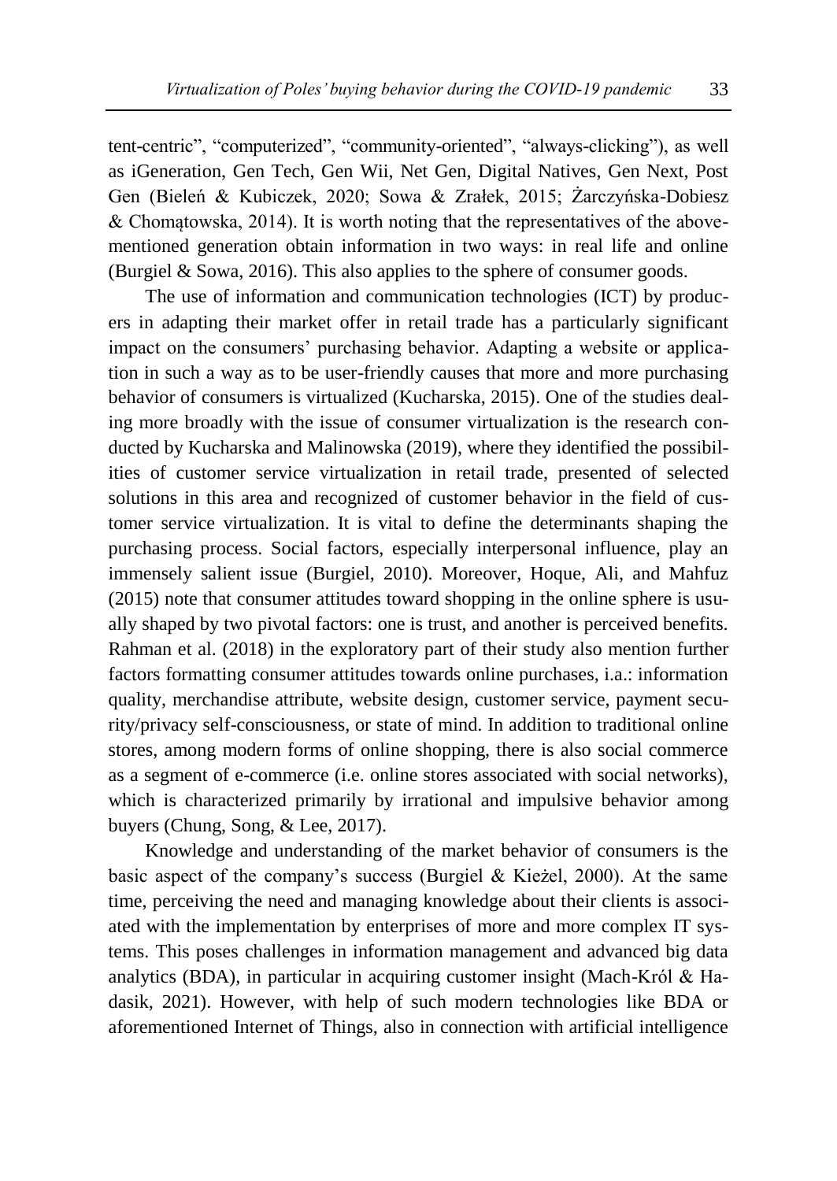tent-centric", "computerized", "community-oriented", "always-clicking"), as well as iGeneration, Gen Tech, Gen Wii, Net Gen, Digital Natives, Gen Next, Post Gen (Bieleń & Kubiczek, 2020; Sowa & Zrałek, 2015; Żarczyńska-Dobiesz & Chomątowska, 2014). It is worth noting that the representatives of the above-mentioned generation obtain information in two ways: in real life and online (Burgiel & Sowa, 2016). This also applies to the sphere of consumer goods.

The use of information and communication technologies (ICT) by producers in adapting their market offer in retail trade has a particularly significant impact on the consumers' purchasing behavior. Adapting a website or application in such a way as to be user-friendly causes that more and more purchasing behavior of consumers is virtualized (Kucharska, 2015). One of the studies dealing more broadly with the issue of consumer virtualization is the research conducted by Kucharska and Malinowska (2019), where they identified the possibilities of customer service virtualization in retail trade, presented of selected solutions in this area and recognized of customer behavior in the field of customer service virtualization. It is vital to define the determinants shaping the purchasing process. Social factors, especially interpersonal influence, play an immensely salient issue (Burgiel, 2010). Moreover, Hoque, Ali, and Mahfuz (2015) note that consumer attitudes toward shopping in the online sphere is usually shaped by two pivotal factors: one is trust, and another is perceived benefits. Rahman et al. (2018) in the exploratory part of their study also mention further factors formatting consumer attitudes towards online purchases, i.a.: information quality, merchandise attribute, website design, customer service, payment security/privacy self-consciousness, or state of mind. In addition to traditional online stores, among modern forms of online shopping, there is also social commerce as a segment of e-commerce (i.e. online stores associated with social networks), which is characterized primarily by irrational and impulsive behavior among buyers (Chung, Song, & Lee, 2017).

Knowledge and understanding of the market behavior of consumers is the basic aspect of the company's success (Burgiel & Kieżel, 2000). At the same time, perceiving the need and managing knowledge about their clients is associated with the implementation by enterprises of more and more complex IT systems. This poses challenges in information management and advanced big data analytics (BDA), in particular in acquiring customer insight (Mach-Król & Hadasik, 2021). However, with help of such modern technologies like BDA or aforementioned Internet of Things, also in connection with artificial intelligence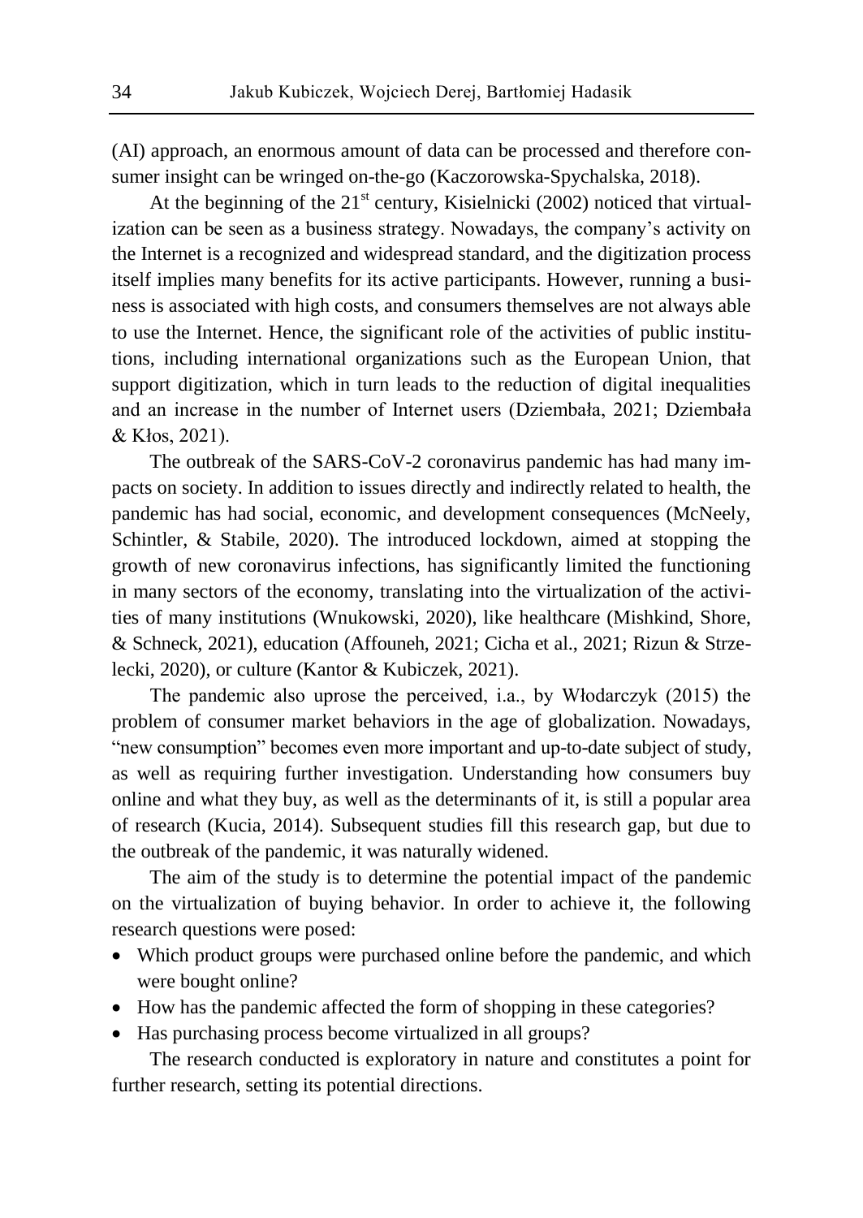(AI) approach, an enormous amount of data can be processed and therefore consumer insight can be wringed on-the-go (Kaczorowska-Spychalska, 2018).

At the beginning of the $21^{st}$ century, Kisielnicki (2002) noticed that virtualization can be seen as a business strategy. Nowadays, the company's activity on the Internet is a recognized and widespread standard, and the digitization process itself implies many benefits for its active participants. However, running a business is associated with high costs, and consumers themselves are not always able to use the Internet. Hence, the significant role of the activities of public institutions, including international organizations such as the European Union, that support digitization, which in turn leads to the reduction of digital inequalities and an increase in the number of Internet users (Dziembała, 2021; Dziembała & Kłos, 2021).

The outbreak of the SARS-CoV-2 coronavirus pandemic has had many impacts on society. In addition to issues directly and indirectly related to health, the pandemic has had social, economic, and development consequences (McNeely, Schintler, & Stabile, 2020). The introduced lockdown, aimed at stopping the growth of new coronavirus infections, has significantly limited the functioning in many sectors of the economy, translating into the virtualization of the activities of many institutions (Wnukowski, 2020), like healthcare (Mishkind, Shore, & Schneck, 2021), education (Affouneh, 2021; Cicha et al., 2021; Rizun & Strzelecki, 2020), or culture (Kantor & Kubiczek, 2021).

The pandemic also uprose the perceived, i.a., by Włodarczyk (2015) the problem of consumer market behaviors in the age of globalization. Nowadays, "new consumption" becomes even more important and up-to-date subject of study, as well as requiring further investigation. Understanding how consumers buy online and what they buy, as well as the determinants of it, is still a popular area of research (Kucia, 2014). Subsequent studies fill this research gap, but due to the outbreak of the pandemic, it was naturally widened.

The aim of the study is to determine the potential impact of the pandemic on the virtualization of buying behavior. In order to achieve it, the following research questions were posed:

- Which product groups were purchased online before the pandemic, and which were bought online?
- How has the pandemic affected the form of shopping in these categories?
- Has purchasing process become virtualized in all groups?

The research conducted is exploratory in nature and constitutes a point for further research, setting its potential directions.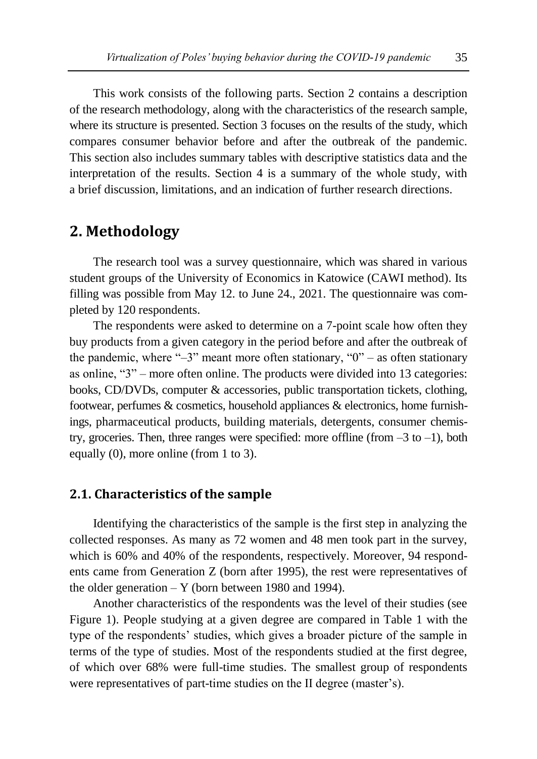This work consists of the following parts. Section 2 contains a description of the research methodology, along with the characteristics of the research sample, where its structure is presented. Section 3 focuses on the results of the study, which compares consumer behavior before and after the outbreak of the pandemic. This section also includes summary tables with descriptive statistics data and the interpretation of the results. Section 4 is a summary of the whole study, with a brief discussion, limitations, and an indication of further research directions.

## 2. Methodology

The research tool was a survey questionnaire, which was shared in various student groups of the University of Economics in Katowice (CAWI method). Its filling was possible from May 12. to June 24., 2021. The questionnaire was completed by 120 respondents.

The respondents were asked to determine on a 7-point scale how often they buy products from a given category in the period before and after the outbreak of the pandemic, where "–3" meant more often stationary, "0" – as often stationary as online, "3" – more often online. The products were divided into 13 categories: books, CD/DVDs, computer & accessories, public transportation tickets, clothing, footwear, perfumes & cosmetics, household appliances & electronics, home furnishings, pharmaceutical products, building materials, detergents, consumer chemistry, groceries. Then, three ranges were specified: more offline (from –3 to –1), both equally (0), more online (from 1 to 3).

### 2.1. Characteristics of the sample

Identifying the characteristics of the sample is the first step in analyzing the collected responses. As many as 72 women and 48 men took part in the survey, which is 60% and 40% of the respondents, respectively. Moreover, 94 respondents came from Generation Z (born after 1995), the rest were representatives of the older generation – Y (born between 1980 and 1994).

Another characteristics of the respondents was the level of their studies (see Figure 1). People studying at a given degree are compared in Table 1 with the type of the respondents' studies, which gives a broader picture of the sample in terms of the type of studies. Most of the respondents studied at the first degree, of which over 68% were full-time studies. The smallest group of respondents were representatives of part-time studies on the II degree (master's).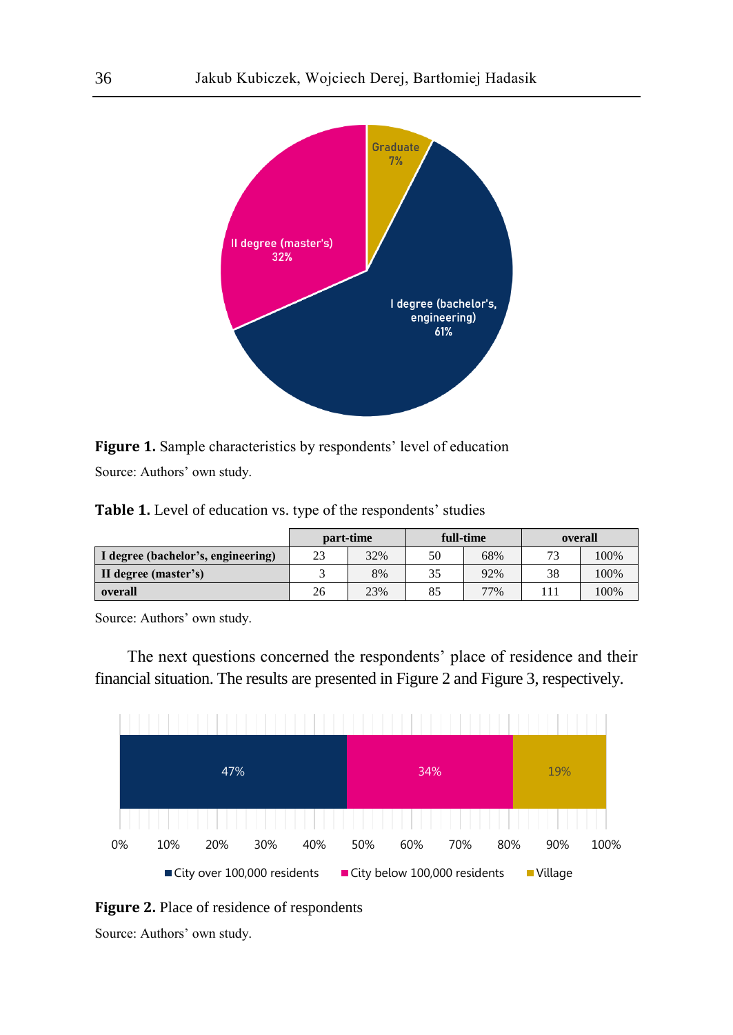**Figure 1.** Sample characteristics by respondents' level of education

Source: Authors' own study.

**Table 1.** Level of education vs. type of the respondents' studies

| | part-time | | full-time | | overall | |
|---|---|---|---|---|---|---|
| **I degree (bachelor's, engineering)** | 23 | 32% | 50 | 68% | 73 | 100% |
| **II degree (master's)** | 3 | 8% | 35 | 92% | 38 | 100% |
| **overall** | 26 | 23% | 85 | 77% | 111 | 100% |

Source: Authors' own study.

The next questions concerned the respondents' place of residence and their financial situation. The results are presented in Figure 2 and Figure 3, respectively.

**Figure 2.** Place of residence of respondents

Source: Authors' own study.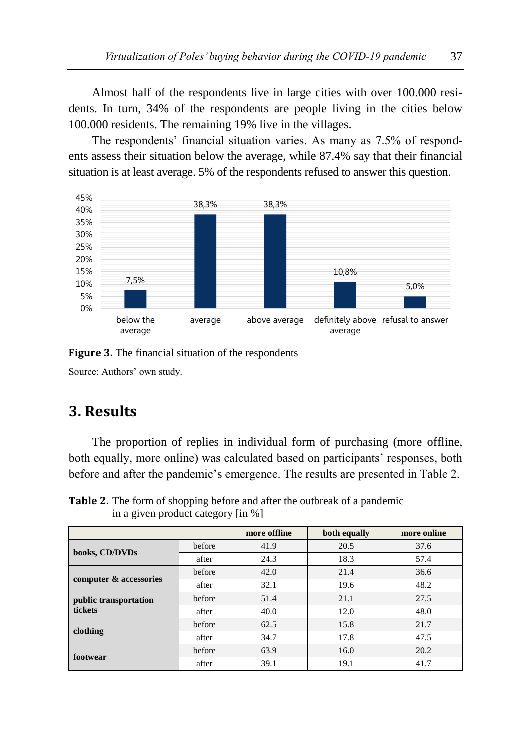Almost half of the respondents live in large cities with over 100.000 residents. In turn, 34% of the respondents are people living in the cities below 100.000 residents. The remaining 19% live in the villages.

The respondents' financial situation varies. As many as 7.5% of respondents assess their situation below the average, while 87.4% say that their financial situation is at least average. 5% of the respondents refused to answer this question.

| below the average | average | above average | definitely above average | refusal to answer |
|---|---|---|---|---|
| 7,5% | 38,3% | 38,3% | 10,8% | 5,0% |

**Figure 3.** The financial situation of the respondents

Source: Authors' own study.

## 3. Results

The proportion of replies in individual form of purchasing (more offline, both equally, more online) was calculated based on participants' responses, both before and after the pandemic's emergence. The results are presented in Table 2.

**Table 2.** The form of shopping before and after the outbreak of a pandemic in a given product category [in %]

| | | more offline | both equally | more online |
|---|---|---|---|---|
| **books, CD/DVDs** | before | 41.9 | 20.5 | 37.6 |
| | after | 24.3 | 18.3 | 57.4 |
| **computer & accessories** | before | 42.0 | 21.4 | 36.6 |
| | after | 32.1 | 19.6 | 48.2 |
| **public transportation tickets** | before | 51.4 | 21.1 | 27.5 |
| | after | 40.0 | 12.0 | 48.0 |
| **clothing** | before | 62.5 | 15.8 | 21.7 |
| | after | 34.7 | 17.8 | 47.5 |
| **footwear** | before | 63.9 | 16.0 | 20.2 |
| | after | 39.1 | 19.1 | 41.7 |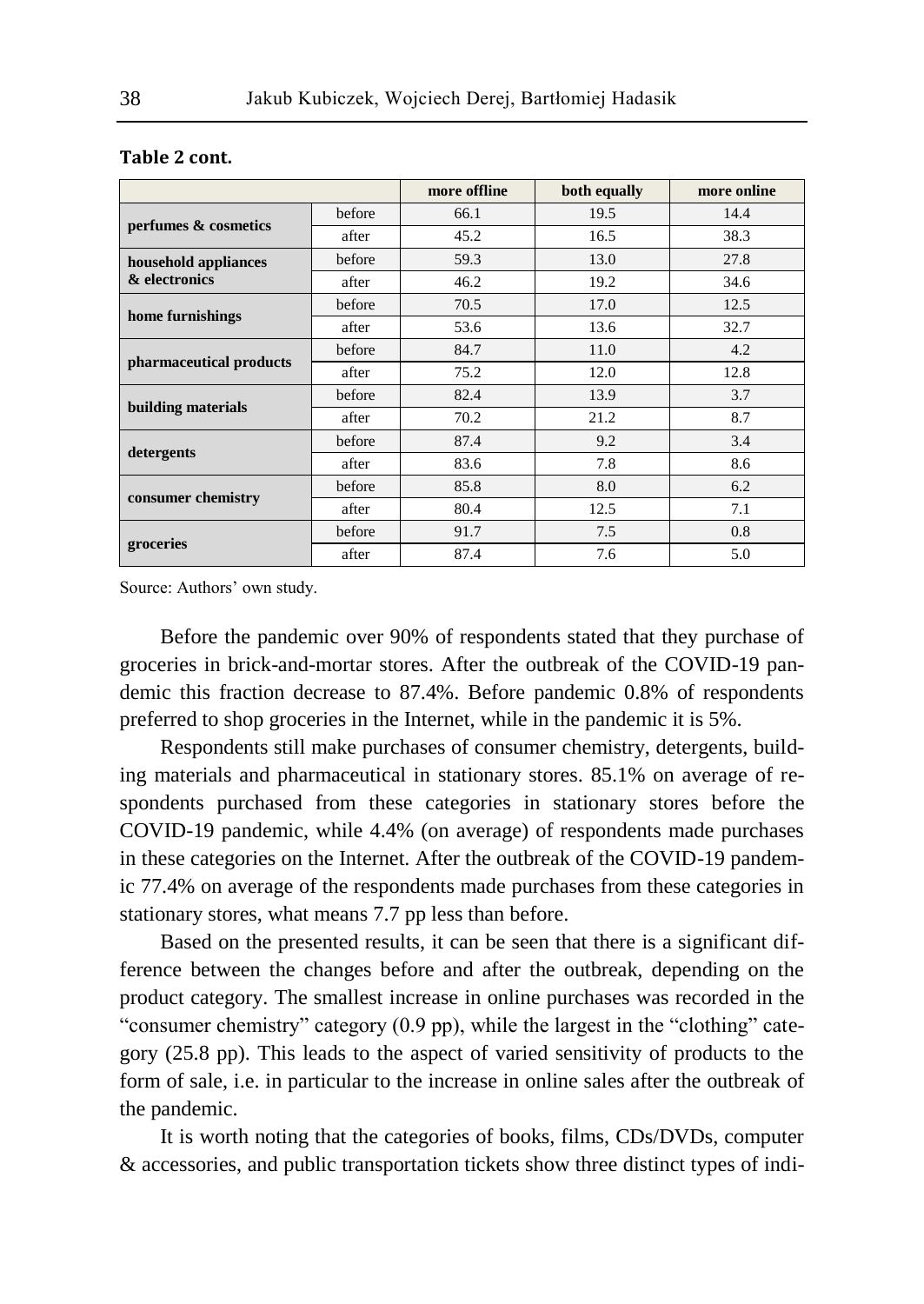**Table 2 cont.**

| | | more offline | both equally | more online |
|---|---|---|---|---|
| **perfumes & cosmetics** | before | 66.1 | 19.5 | 14.4 |
| | after | 45.2 | 16.5 | 38.3 |
| **household appliances & electronics** | before | 59.3 | 13.0 | 27.8 |
| | after | 46.2 | 19.2 | 34.6 |
| **home furnishings** | before | 70.5 | 17.0 | 12.5 |
| | after | 53.6 | 13.6 | 32.7 |
| **pharmaceutical products** | before | 84.7 | 11.0 | 4.2 |
| | after | 75.2 | 12.0 | 12.8 |
| **building materials** | before | 82.4 | 13.9 | 3.7 |
| | after | 70.2 | 21.2 | 8.7 |
| **detergents** | before | 87.4 | 9.2 | 3.4 |
| | after | 83.6 | 7.8 | 8.6 |
| **consumer chemistry** | before | 85.8 | 8.0 | 6.2 |
| | after | 80.4 | 12.5 | 7.1 |
| **groceries** | before | 91.7 | 7.5 | 0.8 |
| | after | 87.4 | 7.6 | 5.0 |

Source: Authors' own study.

Before the pandemic over 90% of respondents stated that they purchase of groceries in brick-and-mortar stores. After the outbreak of the COVID-19 pandemic this fraction decrease to 87.4%. Before pandemic 0.8% of respondents preferred to shop groceries in the Internet, while in the pandemic it is 5%.

Respondents still make purchases of consumer chemistry, detergents, building materials and pharmaceutical in stationary stores. 85.1% on average of respondents purchased from these categories in stationary stores before the COVID-19 pandemic, while 4.4% (on average) of respondents made purchases in these categories on the Internet. After the outbreak of the COVID-19 pandemic 77.4% on average of the respondents made purchases from these categories in stationary stores, what means 7.7 pp less than before.

Based on the presented results, it can be seen that there is a significant difference between the changes before and after the outbreak, depending on the product category. The smallest increase in online purchases was recorded in the "consumer chemistry" category (0.9 pp), while the largest in the "clothing" category (25.8 pp). This leads to the aspect of varied sensitivity of products to the form of sale, i.e. in particular to the increase in online sales after the outbreak of the pandemic.

It is worth noting that the categories of books, films, CDs/DVDs, computer & accessories, and public transportation tickets show three distinct types of indi-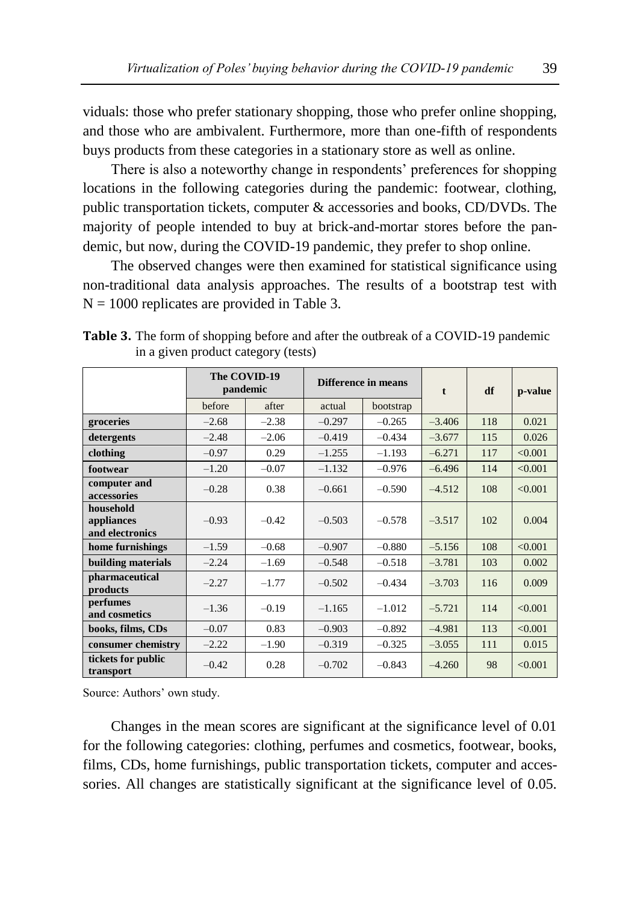viduals: those who prefer stationary shopping, those who prefer online shopping, and those who are ambivalent. Furthermore, more than one-fifth of respondents buys products from these categories in a stationary store as well as online.

There is also a noteworthy change in respondents' preferences for shopping locations in the following categories during the pandemic: footwear, clothing, public transportation tickets, computer & accessories and books, CD/DVDs. The majority of people intended to buy at brick-and-mortar stores before the pandemic, but now, during the COVID-19 pandemic, they prefer to shop online.

The observed changes were then examined for statistical significance using non-traditional data analysis approaches. The results of a bootstrap test with N = 1000 replicates are provided in Table 3.

**Table 3.** The form of shopping before and after the outbreak of a COVID-19 pandemic in a given product category (tests)

| | The COVID-19 pandemic | | Difference in means | | t | df | p-value |
|---|---|---|---|---|---|---|---|
| | before | after | actual | bootstrap | | | |
| **groceries** | –2.68 | –2.38 | –0.297 | –0.265 | –3.406 | 118 | 0.021 |
| **detergents** | –2.48 | –2.06 | –0.419 | –0.434 | –3.677 | 115 | 0.026 |
| **clothing** | –0.97 | 0.29 | –1.255 | –1.193 | –6.271 | 117 | <0.001 |
| **footwear** | –1.20 | –0.07 | –1.132 | –0.976 | –6.496 | 114 | <0.001 |
| **computer and accessories** | –0.28 | 0.38 | –0.661 | –0.590 | –4.512 | 108 | <0.001 |
| **household appliances and electronics** | –0.93 | –0.42 | –0.503 | –0.578 | –3.517 | 102 | 0.004 |
| **home furnishings** | –1.59 | –0.68 | –0.907 | –0.880 | –5.156 | 108 | <0.001 |
| **building materials** | –2.24 | –1.69 | –0.548 | –0.518 | –3.781 | 103 | 0.002 |
| **pharmaceutical products** | –2.27 | –1.77 | –0.502 | –0.434 | –3.703 | 116 | 0.009 |
| **perfumes and cosmetics** | –1.36 | –0.19 | –1.165 | –1.012 | –5.721 | 114 | <0.001 |
| **books, films, CDs** | –0.07 | 0.83 | –0.903 | –0.892 | –4.981 | 113 | <0.001 |
| **consumer chemistry** | –2.22 | –1.90 | –0.319 | –0.325 | –3.055 | 111 | 0.015 |
| **tickets for public transport** | –0.42 | 0.28 | –0.702 | –0.843 | –4.260 | 98 | <0.001 |

Source: Authors' own study.

Changes in the mean scores are significant at the significance level of 0.01 for the following categories: clothing, perfumes and cosmetics, footwear, books, films, CDs, home furnishings, public transportation tickets, computer and accessories. All changes are statistically significant at the significance level of 0.05.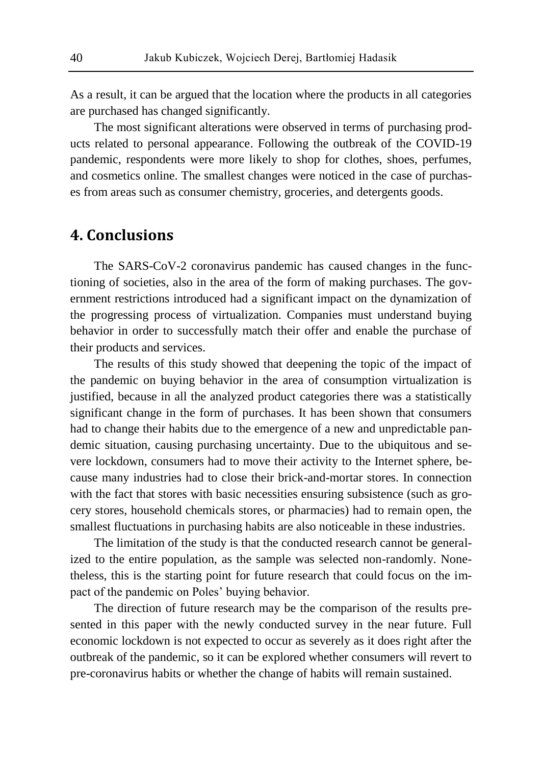As a result, it can be argued that the location where the products in all categories are purchased has changed significantly.

The most significant alterations were observed in terms of purchasing products related to personal appearance. Following the outbreak of the COVID-19 pandemic, respondents were more likely to shop for clothes, shoes, perfumes, and cosmetics online. The smallest changes were noticed in the case of purchases from areas such as consumer chemistry, groceries, and detergents goods.

## 4. Conclusions

The SARS-CoV-2 coronavirus pandemic has caused changes in the functioning of societies, also in the area of the form of making purchases. The government restrictions introduced had a significant impact on the dynamization of the progressing process of virtualization. Companies must understand buying behavior in order to successfully match their offer and enable the purchase of their products and services.

The results of this study showed that deepening the topic of the impact of the pandemic on buying behavior in the area of consumption virtualization is justified, because in all the analyzed product categories there was a statistically significant change in the form of purchases. It has been shown that consumers had to change their habits due to the emergence of a new and unpredictable pandemic situation, causing purchasing uncertainty. Due to the ubiquitous and severe lockdown, consumers had to move their activity to the Internet sphere, because many industries had to close their brick-and-mortar stores. In connection with the fact that stores with basic necessities ensuring subsistence (such as grocery stores, household chemicals stores, or pharmacies) had to remain open, the smallest fluctuations in purchasing habits are also noticeable in these industries.

The limitation of the study is that the conducted research cannot be generalized to the entire population, as the sample was selected non-randomly. Nonetheless, this is the starting point for future research that could focus on the impact of the pandemic on Poles' buying behavior.

The direction of future research may be the comparison of the results presented in this paper with the newly conducted survey in the near future. Full economic lockdown is not expected to occur as severely as it does right after the outbreak of the pandemic, so it can be explored whether consumers will revert to pre-coronavirus habits or whether the change of habits will remain sustained.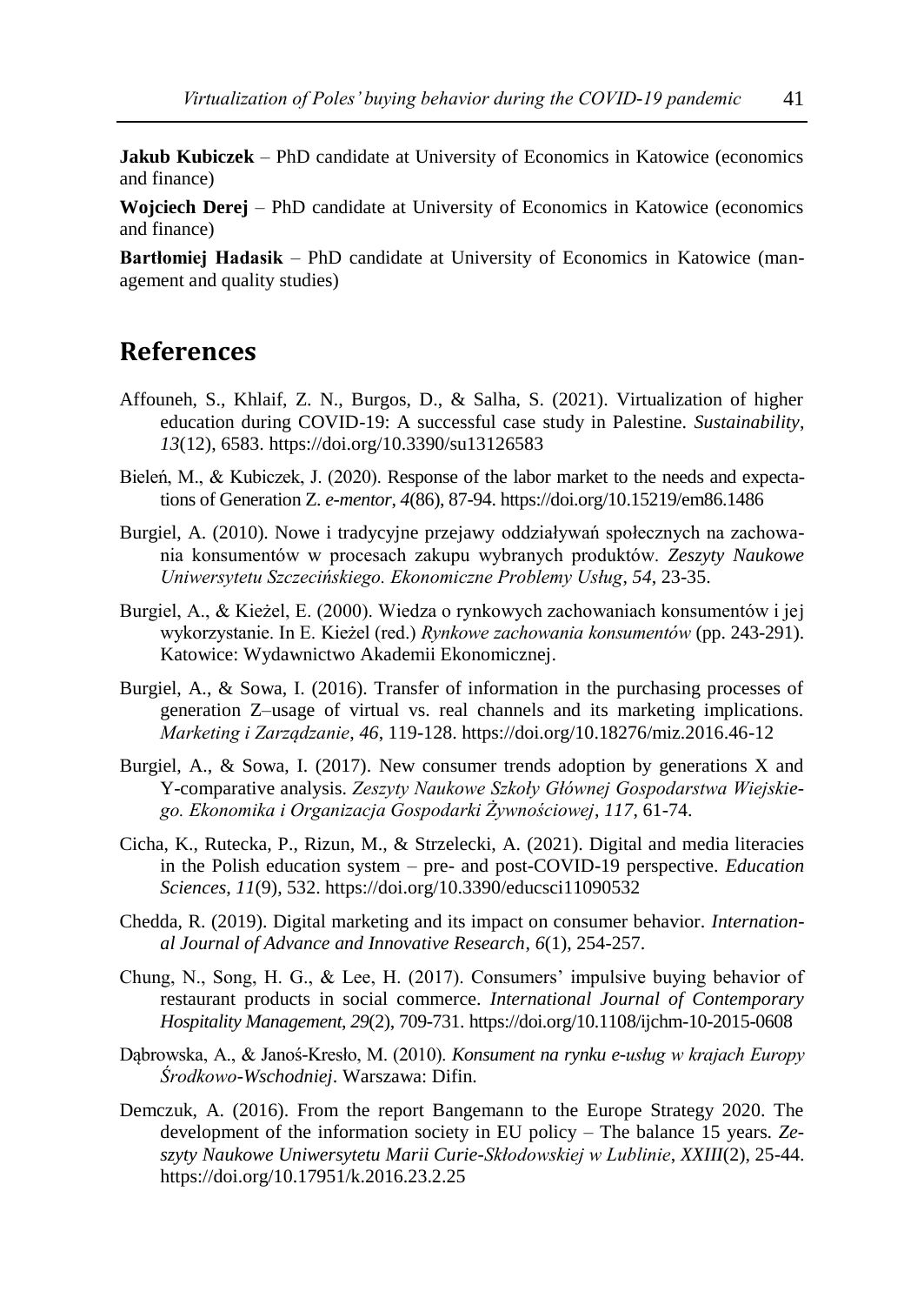**Jakub Kubiczek** – PhD candidate at University of Economics in Katowice (economics and finance)

**Wojciech Derej** – PhD candidate at University of Economics in Katowice (economics and finance)

**Bartłomiej Hadasik** – PhD candidate at University of Economics in Katowice (management and quality studies)

## References

Affouneh, S., Khlaif, Z. N., Burgos, D., & Salha, S. (2021). Virtualization of higher education during COVID-19: A successful case study in Palestine. *Sustainability*, *13*(12), 6583. https://doi.org/10.3390/su13126583

Bieleń, M., & Kubiczek, J. (2020). Response of the labor market to the needs and expectations of Generation Z. *e-mentor*, *4*(86), 87-94. https://doi.org/10.15219/em86.1486

Burgiel, A. (2010). Nowe i tradycyjne przejawy oddziaływań społecznych na zachowania konsumentów w procesach zakupu wybranych produktów. *Zeszyty Naukowe Uniwersytetu Szczecińskiego. Ekonomiczne Problemy Usług*, *54*, 23-35.

Burgiel, A., & Kieżel, E. (2000). Wiedza o rynkowych zachowaniach konsumentów i jej wykorzystanie. In E. Kieżel (red.) *Rynkowe zachowania konsumentów* (pp. 243-291). Katowice: Wydawnictwo Akademii Ekonomicznej.

Burgiel, A., & Sowa, I. (2016). Transfer of information in the purchasing processes of generation Z–usage of virtual vs. real channels and its marketing implications. *Marketing i Zarządzanie*, *46*, 119-128. https://doi.org/10.18276/miz.2016.46-12

Burgiel, A., & Sowa, I. (2017). New consumer trends adoption by generations X and Y-comparative analysis. *Zeszyty Naukowe Szkoły Głównej Gospodarstwa Wiejskiego. Ekonomika i Organizacja Gospodarki Żywnościowej*, *117*, 61-74.

Cicha, K., Rutecka, P., Rizun, M., & Strzelecki, A. (2021). Digital and media literacies in the Polish education system – pre- and post-COVID-19 perspective. *Education Sciences*, *11*(9), 532. https://doi.org/10.3390/educsci11090532

Chedda, R. (2019). Digital marketing and its impact on consumer behavior. *International Journal of Advance and Innovative Research*, *6*(1), 254-257.

Chung, N., Song, H. G., & Lee, H. (2017). Consumers' impulsive buying behavior of restaurant products in social commerce. *International Journal of Contemporary Hospitality Management*, *29*(2), 709-731. https://doi.org/10.1108/ijchm-10-2015-0608

Dąbrowska, A., & Janoś-Kresło, M. (2010). *Konsument na rynku e-usług w krajach Europy Środkowo-Wschodniej*. Warszawa: Difin.

Demczuk, A. (2016). From the report Bangemann to the Europe Strategy 2020. The development of the information society in EU policy – The balance 15 years. *Zeszyty Naukowe Uniwersytetu Marii Curie-Skłodowskiej w Lublinie*, *XXIII*(2), 25-44. https://doi.org/10.17951/k.2016.23.2.25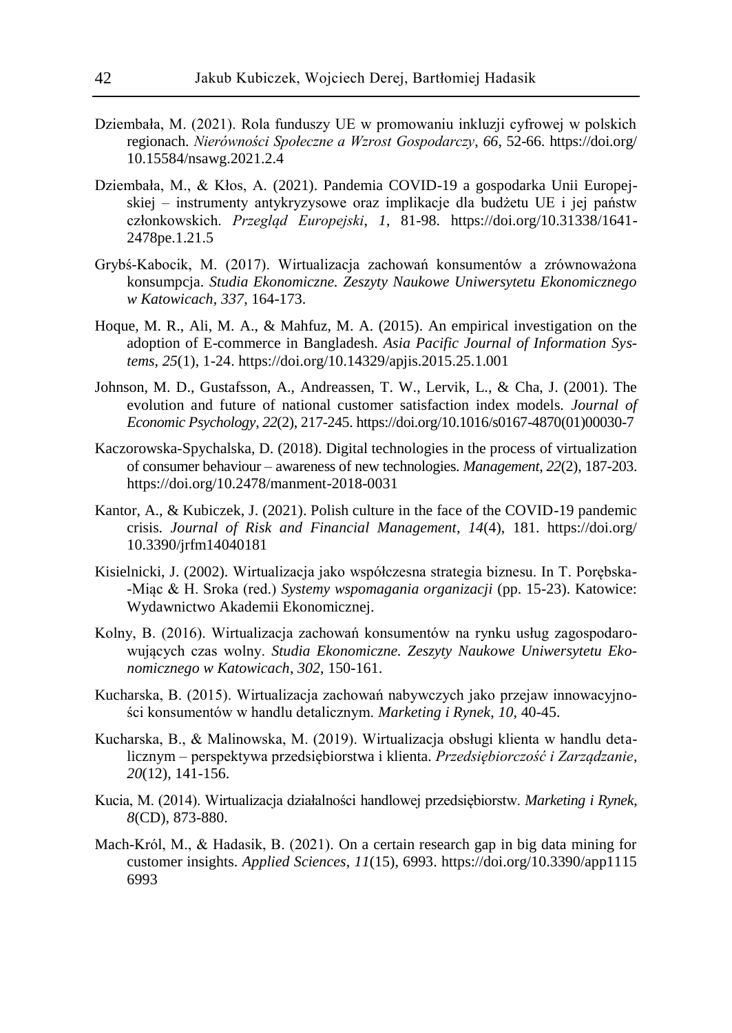Dziembała, M. (2021). Rola funduszy UE w promowaniu inkluzji cyfrowej w polskich regionach. *Nierówności Społeczne a Wzrost Gospodarczy*, *66*, 52-66. https://doi.org/10.15584/nsawg.2021.2.4

Dziembała, M., & Kłos, A. (2021). Pandemia COVID-19 a gospodarka Unii Europejskiej – instrumenty antykryzysowe oraz implikacje dla budżetu UE i jej państw członkowskich. *Przegląd Europejski*, *1*, 81-98. https://doi.org/10.31338/1641-2478pe.1.21.5

Grybś-Kabocik, M. (2017). Wirtualizacja zachowań konsumentów a zrównoważona konsumpcja. *Studia Ekonomiczne. Zeszyty Naukowe Uniwersytetu Ekonomicznego w Katowicach*, *337*, 164-173.

Hoque, M. R., Ali, M. A., & Mahfuz, M. A. (2015). An empirical investigation on the adoption of E-commerce in Bangladesh. *Asia Pacific Journal of Information Systems*, *25*(1), 1-24. https://doi.org/10.14329/apjis.2015.25.1.001

Johnson, M. D., Gustafsson, A., Andreassen, T. W., Lervik, L., & Cha, J. (2001). The evolution and future of national customer satisfaction index models. *Journal of Economic Psychology*, *22*(2), 217-245. https://doi.org/10.1016/s0167-4870(01)00030-7

Kaczorowska-Spychalska, D. (2018). Digital technologies in the process of virtualization of consumer behaviour – awareness of new technologies. *Management*, *22*(2), 187-203. https://doi.org/10.2478/manment-2018-0031

Kantor, A., & Kubiczek, J. (2021). Polish culture in the face of the COVID-19 pandemic crisis. *Journal of Risk and Financial Management*, *14*(4), 181. https://doi.org/10.3390/jrfm14040181

Kisielnicki, J. (2002). Wirtualizacja jako współczesna strategia biznesu. In T. Porębska-Miąc & H. Sroka (red.) *Systemy wspomagania organizacji* (pp. 15-23). Katowice: Wydawnictwo Akademii Ekonomicznej.

Kolny, B. (2016). Wirtualizacja zachowań konsumentów na rynku usług zagospodarowujących czas wolny. *Studia Ekonomiczne. Zeszyty Naukowe Uniwersytetu Ekonomicznego w Katowicach*, *302*, 150-161.

Kucharska, B. (2015). Wirtualizacja zachowań nabywczych jako przejaw innowacyjności konsumentów w handlu detalicznym. *Marketing i Rynek*, *10*, 40-45.

Kucharska, B., & Malinowska, M. (2019). Wirtualizacja obsługi klienta w handlu detalicznym – perspektywa przedsiębiorstwa i klienta. *Przedsiębiorczość i Zarządzanie*, *20*(12), 141-156.

Kucia, M. (2014). Wirtualizacja działalności handlowej przedsiębiorstw. *Marketing i Rynek*, *8*(CD), 873-880.

Mach-Król, M., & Hadasik, B. (2021). On a certain research gap in big data mining for customer insights. *Applied Sciences*, *11*(15), 6993. https://doi.org/10.3390/app11156993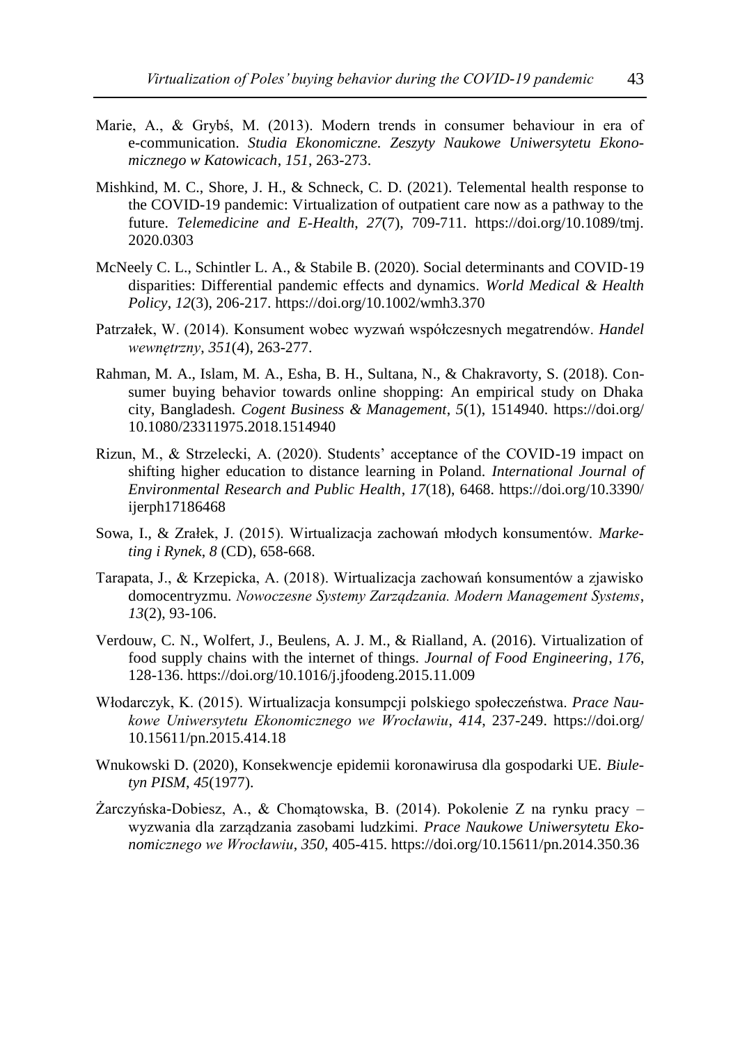Marie, A., & Grybś, M. (2013). Modern trends in consumer behaviour in era of e-communication. *Studia Ekonomiczne. Zeszyty Naukowe Uniwersytetu Ekonomicznego w Katowicach*, *151*, 263-273.

Mishkind, M. C., Shore, J. H., & Schneck, C. D. (2021). Telemental health response to the COVID-19 pandemic: Virtualization of outpatient care now as a pathway to the future. *Telemedicine and E-Health*, *27*(7), 709-711. https://doi.org/10.1089/tmj.2020.0303

McNeely C. L., Schintler L. A., & Stabile B. (2020). Social determinants and COVID-19 disparities: Differential pandemic effects and dynamics. *World Medical & Health Policy*, *12*(3), 206-217. https://doi.org/10.1002/wmh3.370

Patrzałek, W. (2014). Konsument wobec wyzwań współczesnych megatrendów. *Handel wewnętrzny*, *351*(4), 263-277.

Rahman, M. A., Islam, M. A., Esha, B. H., Sultana, N., & Chakravorty, S. (2018). Consumer buying behavior towards online shopping: An empirical study on Dhaka city, Bangladesh. *Cogent Business & Management*, *5*(1), 1514940. https://doi.org/10.1080/23311975.2018.1514940

Rizun, M., & Strzelecki, A. (2020). Students' acceptance of the COVID-19 impact on shifting higher education to distance learning in Poland. *International Journal of Environmental Research and Public Health*, *17*(18), 6468. https://doi.org/10.3390/ijerph17186468

Sowa, I., & Zrałek, J. (2015). Wirtualizacja zachowań młodych konsumentów. *Marketing i Rynek*, *8* (CD), 658-668.

Tarapata, J., & Krzepicka, A. (2018). Wirtualizacja zachowań konsumentów a zjawisko domocentryzmu. *Nowoczesne Systemy Zarządzania. Modern Management Systems*, *13*(2), 93-106.

Verdouw, C. N., Wolfert, J., Beulens, A. J. M., & Rialland, A. (2016). Virtualization of food supply chains with the internet of things. *Journal of Food Engineering*, *176*, 128-136. https://doi.org/10.1016/j.jfoodeng.2015.11.009

Włodarczyk, K. (2015). Wirtualizacja konsumpcji polskiego społeczeństwa. *Prace Naukowe Uniwersytetu Ekonomicznego we Wrocławiu*, *414*, 237-249. https://doi.org/10.15611/pn.2015.414.18

Wnukowski D. (2020), Konsekwencje epidemii koronawirusa dla gospodarki UE. *Biuletyn PISM*, *45*(1977).

Żarczyńska-Dobiesz, A., & Chomątowska, B. (2014). Pokolenie Z na rynku pracy – wyzwania dla zarządzania zasobami ludzkimi. *Prace Naukowe Uniwersytetu Ekonomicznego we Wrocławiu*, *350*, 405-415. https://doi.org/10.15611/pn.2014.350.36